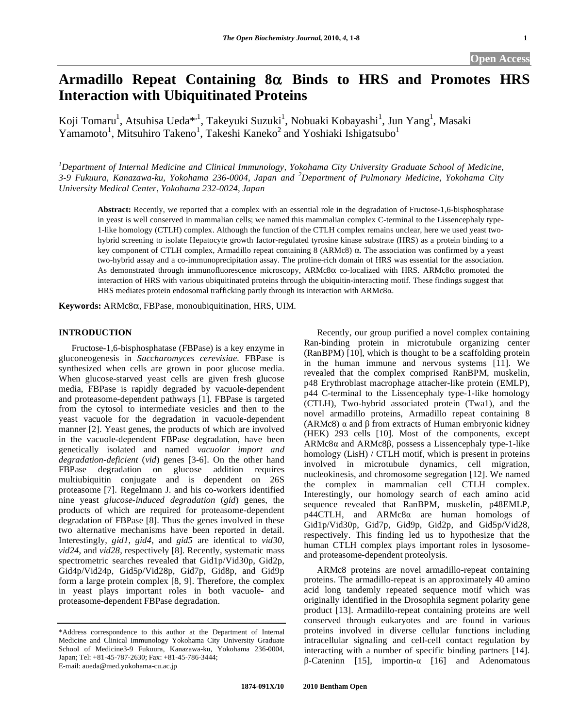# Armadillo Repeat Containing 8α Binds to HRS and Promotes HRS Interaction with Ubiquitinated Proteins

Koji Tomaru[1], Atsuhisa Ueda*[,1], Takeyuki Suzuki[1], Nobuaki Kobayashi[1], Jun Yang[1], Masaki Yamamoto[1], Mitsuhiro Takeno[1], Takeshi Kaneko[2] and Yoshiaki Ishigatsubo[1]

*[1]Department of Internal Medicine and Clinical Immunology, Yokohama City University Graduate School of Medicine, 3-9 Fukuura, Kanazawa-ku, Yokohama 236-0004, Japan and [2]Department of Pulmonary Medicine, Yokohama City University Medical Center, Yokohama 232-0024, Japan*

**Abstract:** Recently, we reported that a complex with an essential role in the degradation of Fructose-1,6-bisphosphatase in yeast is well conserved in mammalian cells; we named this mammalian complex C-terminal to the Lissencephaly type-1-like homology (CTLH) complex. Although the function of the CTLH complex remains unclear, here we used yeast two-hybrid screening to isolate Hepatocyte growth factor-regulated tyrosine kinase substrate (HRS) as a protein binding to a key component of CTLH complex, Armadillo repeat containing 8 (ARMc8) α. The association was confirmed by a yeast two-hybrid assay and a co-immunoprecipitation assay. The proline-rich domain of HRS was essential for the association. As demonstrated through immunofluorescence microscopy, ARMc8α co-localized with HRS. ARMc8α promoted the interaction of HRS with various ubiquitinated proteins through the ubiquitin-interacting motif. These findings suggest that HRS mediates protein endosomal trafficking partly through its interaction with ARMc8α.

**Keywords:** ARMc8α, FBPase, monoubiquitination, HRS, UIM.

## INTRODUCTION

Fructose-1,6-bisphosphatase (FBPase) is a key enzyme in gluconeogenesis in *Saccharomyces cerevisiae*. FBPase is synthesized when cells are grown in poor glucose media. When glucose-starved yeast cells are given fresh glucose media, FBPase is rapidly degraded by vacuole-dependent and proteasome-dependent pathways [1]. FBPase is targeted from the cytosol to intermediate vesicles and then to the yeast vacuole for the degradation in vacuole-dependent manner [2]. Yeast genes, the products of which are involved in the vacuole-dependent FBPase degradation, have been genetically isolated and named *vacuolar import and degradation-deficient* (*vid*) genes [3-6]. On the other hand FBPase degradation on glucose addition requires multiubiquitin conjugate and is dependent on 26S proteasome [7]. Regelmann J. and his co-workers identified nine yeast *glucose-induced degradation* (*gid*) genes, the products of which are required for proteasome-dependent degradation of FBPase [8]. Thus the genes involved in these two alternative mechanisms have been reported in detail. Interestingly, *gid1*, *gid4*, and *gid5* are identical to *vid30*, *vid24*, and *vid28*, respectively [8]. Recently, systematic mass spectrometric searches revealed that Gid1p/Vid30p, Gid2p, Gid4p/Vid24p, Gid5p/Vid28p, Gid7p, Gid8p, and Gid9p form a large protein complex [8, 9]. Therefore, the complex in yeast plays important roles in both vacuole- and proteasome-dependent FBPase degradation.

Recently, our group purified a novel complex containing Ran-binding protein in microtubule organizing center (RanBPM) [10], which is thought to be a scaffolding protein in the human immune and nervous systems [11]. We revealed that the complex comprised RanBPM, muskelin, p48 Erythroblast macrophage attacher-like protein (EMLP), p44 C-terminal to the Lissencephaly type-1-like homology (CTLH), Two-hybrid associated protein (Twa1), and the novel armadillo proteins, Armadillo repeat containing 8 (ARMc8) α and β from extracts of Human embryonic kidney (HEK) 293 cells [10]. Most of the components, except ARMc8α and ARMc8β, possess a Lissencephaly type-1-like homology (LisH) / CTLH motif, which is present in proteins involved in microtubule dynamics, cell migration, nucleokinesis, and chromosome segregation [12]. We named the complex in mammalian cell CTLH complex. Interestingly, our homology search of each amino acid sequence revealed that RanBPM, muskelin, p48EMLP, p44CTLH, and ARMc8α are human homologs of Gid1p/Vid30p, Gid7p, Gid9p, Gid2p, and Gid5p/Vid28, respectively. This finding led us to hypothesize that the human CTLH complex plays important roles in lysosome- and proteasome-dependent proteolysis.

ARMc8 proteins are novel armadillo-repeat containing proteins. The armadillo-repeat is an approximately 40 amino acid long tandemly repeated sequence motif which was originally identified in the Drosophila segment polarity gene product [13]. Armadillo-repeat containing proteins are well conserved through eukaryotes and are found in various proteins involved in diverse cellular functions including intracellular signaling and cell-cell contact regulation by interacting with a number of specific binding partners [14]. β-Cateninn [15], importin-α [16] and Adenomatous

---

*Address correspondence to this author at the Department of Internal Medicine and Clinical Immunology Yokohama City University Graduate School of Medicine3-9 Fukuura, Kanazawa-ku, Yokohama 236-0004, Japan; Tel: +81-45-787-2630; Fax: +81-45-786-3444;
E-mail: aueda@med.yokohama-cu.ac.jp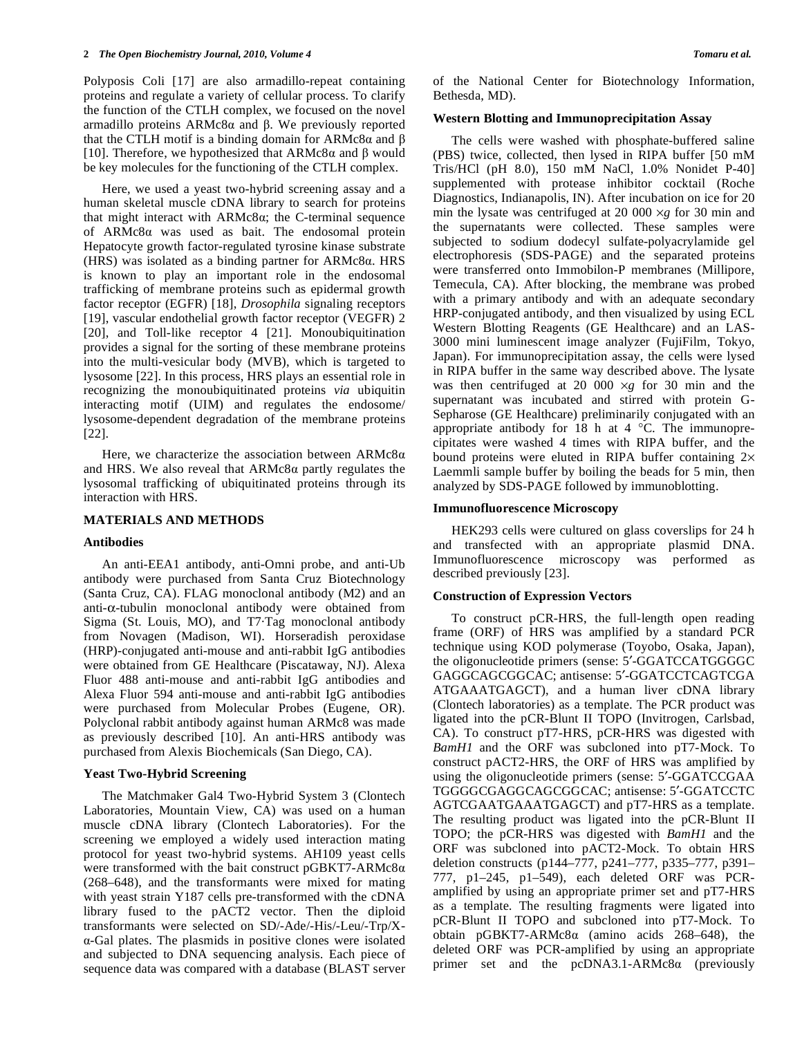Polyposis Coli [17] are also armadillo-repeat containing proteins and regulate a variety of cellular process. To clarify the function of the CTLH complex, we focused on the novel armadillo proteins ARMc8α and β. We previously reported that the CTLH motif is a binding domain for ARMc8α and β [10]. Therefore, we hypothesized that ARMc8α and β would be key molecules for the functioning of the CTLH complex.

Here, we used a yeast two-hybrid screening assay and a human skeletal muscle cDNA library to search for proteins that might interact with ARMc8α; the C-terminal sequence of ARMc8α was used as bait. The endosomal protein Hepatocyte growth factor-regulated tyrosine kinase substrate (HRS) was isolated as a binding partner for ARMc8α. HRS is known to play an important role in the endosomal trafficking of membrane proteins such as epidermal growth factor receptor (EGFR) [18], *Drosophila* signaling receptors [19], vascular endothelial growth factor receptor (VEGFR) 2 [20], and Toll-like receptor 4 [21]. Monoubiquitination provides a signal for the sorting of these membrane proteins into the multi-vesicular body (MVB), which is targeted to lysosome [22]. In this process, HRS plays an essential role in recognizing the monoubiquitinated proteins *via* ubiquitin interacting motif (UIM) and regulates the endosome/lysosome-dependent degradation of the membrane proteins [22].

Here, we characterize the association between ARMc8α and HRS. We also reveal that ARMc8α partly regulates the lysosomal trafficking of ubiquitinated proteins through its interaction with HRS.

## MATERIALS AND METHODS

### Antibodies

An anti-EEA1 antibody, anti-Omni probe, and anti-Ub antibody were purchased from Santa Cruz Biotechnology (Santa Cruz, CA). FLAG monoclonal antibody (M2) and an anti-α-tubulin monoclonal antibody were obtained from Sigma (St. Louis, MO), and T7·Tag monoclonal antibody from Novagen (Madison, WI). Horseradish peroxidase (HRP)-conjugated anti-mouse and anti-rabbit IgG antibodies were obtained from GE Healthcare (Piscataway, NJ). Alexa Fluor 488 anti-mouse and anti-rabbit IgG antibodies and Alexa Fluor 594 anti-mouse and anti-rabbit IgG antibodies were purchased from Molecular Probes (Eugene, OR). Polyclonal rabbit antibody against human ARMc8 was made as previously described [10]. An anti-HRS antibody was purchased from Alexis Biochemicals (San Diego, CA).

### Yeast Two-Hybrid Screening

The Matchmaker Gal4 Two-Hybrid System 3 (Clontech Laboratories, Mountain View, CA) was used on a human muscle cDNA library (Clontech Laboratories). For the screening we employed a widely used interaction mating protocol for yeast two-hybrid systems. AH109 yeast cells were transformed with the bait construct pGBKT7-ARMc8α (268–648), and the transformants were mixed for mating with yeast strain Y187 cells pre-transformed with the cDNA library fused to the pACT2 vector. Then the diploid transformants were selected on SD/-Ade/-His/-Leu/-Trp/X-α-Gal plates. The plasmids in positive clones were isolated and subjected to DNA sequencing analysis. Each piece of sequence data was compared with a database (BLAST server of the National Center for Biotechnology Information, Bethesda, MD).

### Western Blotting and Immunoprecipitation Assay

The cells were washed with phosphate-buffered saline (PBS) twice, collected, then lysed in RIPA buffer [50 mM Tris/HCl (pH 8.0), 150 mM NaCl, 1.0% Nonidet P-40] supplemented with protease inhibitor cocktail (Roche Diagnostics, Indianapolis, IN). After incubation on ice for 20 min the lysate was centrifuged at 20 000 ×*g* for 30 min and the supernatants were collected. These samples were subjected to sodium dodecyl sulfate-polyacrylamide gel electrophoresis (SDS-PAGE) and the separated proteins were transferred onto Immobilon-P membranes (Millipore, Temecula, CA). After blocking, the membrane was probed with a primary antibody and with an adequate secondary HRP-conjugated antibody, and then visualized by using ECL Western Blotting Reagents (GE Healthcare) and an LAS-3000 mini luminescent image analyzer (FujiFilm, Tokyo, Japan). For immunoprecipitation assay, the cells were lysed in RIPA buffer in the same way described above. The lysate was then centrifuged at 20 000 ×*g* for 30 min and the supernatant was incubated and stirred with protein G-Sepharose (GE Healthcare) preliminarily conjugated with an appropriate antibody for 18 h at 4 °C. The immunoprecipitates were washed 4 times with RIPA buffer, and the bound proteins were eluted in RIPA buffer containing 2× Laemmli sample buffer by boiling the beads for 5 min, then analyzed by SDS-PAGE followed by immunoblotting.

### Immunofluorescence Microscopy

HEK293 cells were cultured on glass coverslips for 24 h and transfected with an appropriate plasmid DNA. Immunofluorescence microscopy was performed as described previously [23].

### Construction of Expression Vectors

To construct pCR-HRS, the full-length open reading frame (ORF) of HRS was amplified by a standard PCR technique using KOD polymerase (Toyobo, Osaka, Japan), the oligonucleotide primers (sense: 5′-GGATCCATGGGGC GAGGCAGCGGCAC; antisense: 5′-GGATCCTCAGTCGA ATGAAATGAGCT), and a human liver cDNA library (Clontech laboratories) as a template. The PCR product was ligated into the pCR-Blunt II TOPO (Invitrogen, Carlsbad, CA). To construct pT7-HRS, pCR-HRS was digested with *BamH1* and the ORF was subcloned into pT7-Mock. To construct pACT2-HRS, the ORF of HRS was amplified by using the oligonucleotide primers (sense: 5′-GGATCCGAA TGGGGCGAGGCAGCGGCAC; antisense: 5′-GGATCCTC AGTCGAATGAAATGAGCT) and pT7-HRS as a template. The resulting product was ligated into the pCR-Blunt II TOPO; the pCR-HRS was digested with *BamH1* and the ORF was subcloned into pACT2-Mock. To obtain HRS deletion constructs (p144–777, p241–777, p335–777, p391–777, p1–245, p1–549), each deleted ORF was PCR-amplified by using an appropriate primer set and pT7-HRS as a template. The resulting fragments were ligated into pCR-Blunt II TOPO and subcloned into pT7-Mock. To obtain pGBKT7-ARMc8α (amino acids 268–648), the deleted ORF was PCR-amplified by using an appropriate primer set and the pcDNA3.1-ARMc8α (previously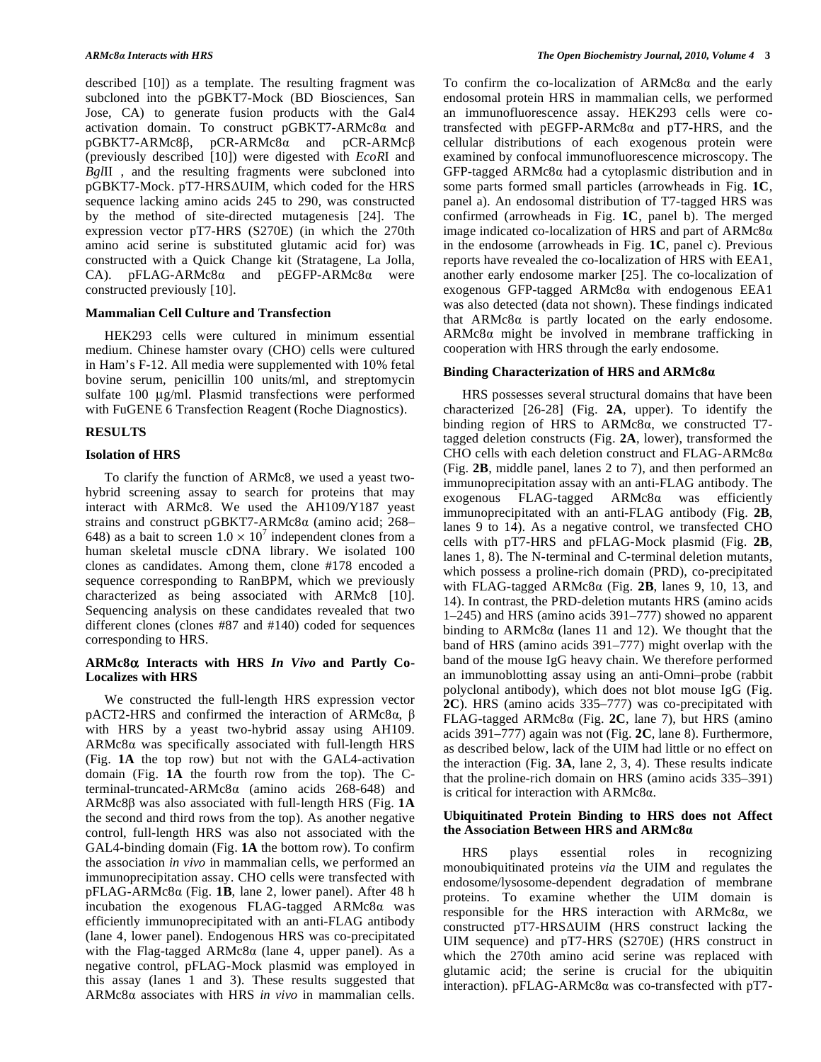described [10]) as a template. The resulting fragment was subcloned into the pGBKT7-Mock (BD Biosciences, San Jose, CA) to generate fusion products with the Gal4 activation domain. To construct pGBKT7-ARMc8α and pGBKT7-ARMc8β, pCR-ARMc8α and pCR-ARMc8β (previously described [10]) were digested with *EcoR*I and *Bgl*II , and the resulting fragments were subcloned into pGBKT7-Mock. pT7-HRSΔUIM, which coded for the HRS sequence lacking amino acids 245 to 290, was constructed by the method of site-directed mutagenesis [24]. The expression vector pT7-HRS (S270E) (in which the 270th amino acid serine is substituted glutamic acid for) was constructed with a Quick Change kit (Stratagene, La Jolla, CA). pFLAG-ARMc8α and pEGFP-ARMc8α were constructed previously [10].

### Mammalian Cell Culture and Transfection

HEK293 cells were cultured in minimum essential medium. Chinese hamster ovary (CHO) cells were cultured in Ham's F-12. All media were supplemented with 10% fetal bovine serum, penicillin 100 units/ml, and streptomycin sulfate 100 µg/ml. Plasmid transfections were performed with FuGENE 6 Transfection Reagent (Roche Diagnostics).

## RESULTS

### Isolation of HRS

To clarify the function of ARMc8, we used a yeast two-hybrid screening assay to search for proteins that may interact with ARMc8. We used the AH109/Y187 yeast strains and construct pGBKT7-ARMc8α (amino acid; 268–648) as a bait to screen $1.0 \times 10^7$ independent clones from a human skeletal muscle cDNA library. We isolated 100 clones as candidates. Among them, clone #178 encoded a sequence corresponding to RanBPM, which we previously characterized as being associated with ARMc8 [10]. Sequencing analysis on these candidates revealed that two different clones (clones #87 and #140) coded for sequences corresponding to HRS.

### ARMc8α Interacts with HRS *In Vivo* and Partly Co-Localizes with HRS

We constructed the full-length HRS expression vector pACT2-HRS and confirmed the interaction of ARMc8α, β with HRS by a yeast two-hybrid assay using AH109. ARMc8α was specifically associated with full-length HRS (Fig. **1A** the top row) but not with the GAL4-activation domain (Fig. **1A** the fourth row from the top). The C-terminal-truncated-ARMc8α (amino acids 268-648) and ARMc8β was also associated with full-length HRS (Fig. **1A** the second and third rows from the top). As another negative control, full-length HRS was also not associated with the GAL4-binding domain (Fig. **1A** the bottom row). To confirm the association *in vivo* in mammalian cells, we performed an immunoprecipitation assay. CHO cells were transfected with pFLAG-ARMc8α (Fig. **1B**, lane 2, lower panel). After 48 h incubation the exogenous FLAG-tagged ARMc8α was efficiently immunoprecipitated with an anti-FLAG antibody (lane 4, lower panel). Endogenous HRS was co-precipitated with the Flag-tagged ARMc8α (lane 4, upper panel). As a negative control, pFLAG-Mock plasmid was employed in this assay (lanes 1 and 3). These results suggested that ARMc8α associates with HRS *in vivo* in mammalian cells. To confirm the co-localization of ARMc8α and the early endosomal protein HRS in mammalian cells, we performed an immunofluorescence assay. HEK293 cells were co-transfected with pEGFP-ARMc8α and pT7-HRS, and the cellular distributions of each exogenous protein were examined by confocal immunofluorescence microscopy. The GFP-tagged ARMc8α had a cytoplasmic distribution and in some parts formed small particles (arrowheads in Fig. **1C**, panel a). An endosomal distribution of T7-tagged HRS was confirmed (arrowheads in Fig. **1C**, panel b). The merged image indicated co-localization of HRS and part of ARMc8α in the endosome (arrowheads in Fig. **1C**, panel c). Previous reports have revealed the co-localization of HRS with EEA1, another early endosome marker [25]. The co-localization of exogenous GFP-tagged ARMc8α with endogenous EEA1 was also detected (data not shown). These findings indicated that ARMc8α is partly located on the early endosome. ARMc8α might be involved in membrane trafficking in cooperation with HRS through the early endosome.

### Binding Characterization of HRS and ARMc8α

HRS possesses several structural domains that have been characterized [26-28] (Fig. **2A**, upper). To identify the binding region of HRS to ARMc8α, we constructed T7-tagged deletion constructs (Fig. **2A**, lower), transformed the CHO cells with each deletion construct and FLAG-ARMc8α (Fig. **2B**, middle panel, lanes 2 to 7), and then performed an immunoprecipitation assay with an anti-FLAG antibody. The exogenous FLAG-tagged ARMc8α was efficiently immunoprecipitated with an anti-FLAG antibody (Fig. **2B**, lanes 9 to 14). As a negative control, we transfected CHO cells with pT7-HRS and pFLAG-Mock plasmid (Fig. **2B**, lanes 1, 8). The N-terminal and C-terminal deletion mutants, which possess a proline-rich domain (PRD), co-precipitated with FLAG-tagged ARMc8α (Fig. **2B**, lanes 9, 10, 13, and 14). In contrast, the PRD-deletion mutants HRS (amino acids 1–245) and HRS (amino acids 391–777) showed no apparent binding to ARMc8α (lanes 11 and 12). We thought that the band of HRS (amino acids 391–777) might overlap with the band of the mouse IgG heavy chain. We therefore performed an immunoblotting assay using an anti-Omni–probe (rabbit polyclonal antibody), which does not blot mouse IgG (Fig. **2C**). HRS (amino acids 335–777) was co-precipitated with FLAG-tagged ARMc8α (Fig. **2C**, lane 7), but HRS (amino acids 391–777) again was not (Fig. **2C**, lane 8). Furthermore, as described below, lack of the UIM had little or no effect on the interaction (Fig. **3A**, lane 2, 3, 4). These results indicate that the proline-rich domain on HRS (amino acids 335–391) is critical for interaction with ARMc8α.

### Ubiquitinated Protein Binding to HRS does not Affect the Association Between HRS and ARMc8α

HRS plays essential roles in recognizing monoubiquitinated proteins *via* the UIM and regulates the endosome/lysosome-dependent degradation of membrane proteins. To examine whether the UIM domain is responsible for the HRS interaction with ARMc8α, we constructed pT7-HRSΔUIM (HRS construct lacking the UIM sequence) and pT7-HRS (S270E) (HRS construct in which the 270th amino acid serine was replaced with glutamic acid; the serine is crucial for the ubiquitin interaction). pFLAG-ARMc8α was co-transfected with pT7-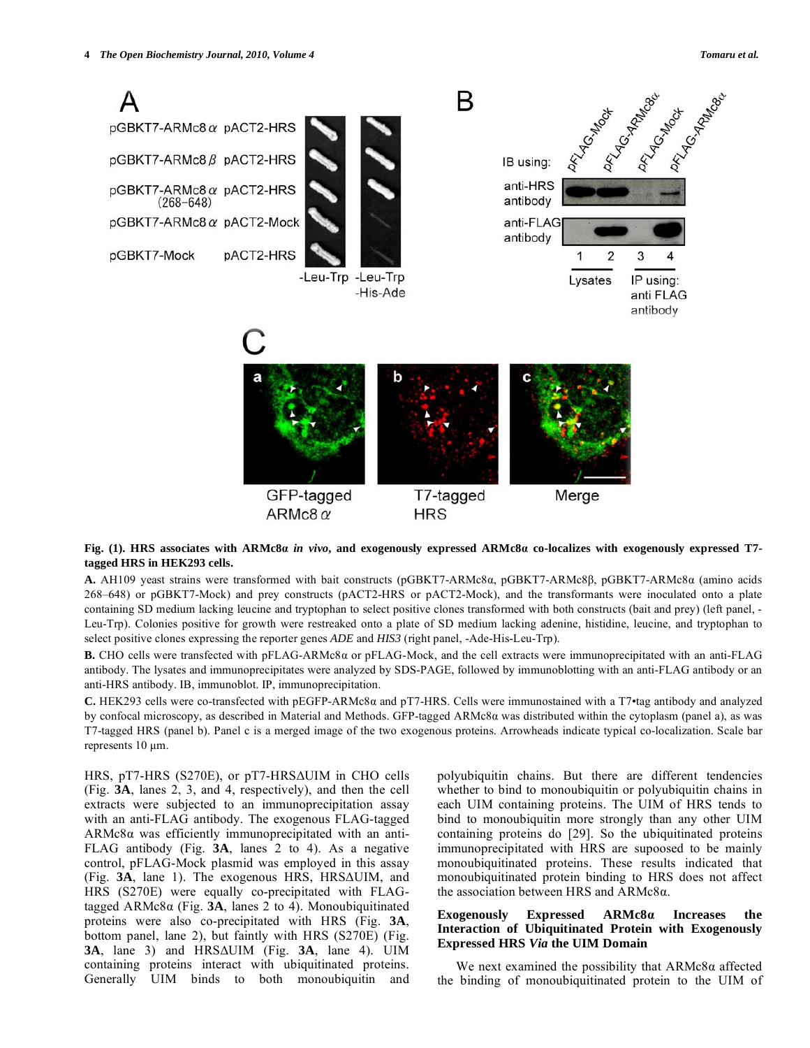**Fig. (1). HRS associates with ARMc8α *in vivo*, and exogenously expressed ARMc8α co-localizes with exogenously expressed T7-tagged HRS in HEK293 cells.**

**A.** AH109 yeast strains were transformed with bait constructs (pGBKT7-ARMc8α, pGBKT7-ARMc8β, pGBKT7-ARMc8α (amino acids 268–648) or pGBKT7-Mock) and prey constructs (pACT2-HRS or pACT2-Mock), and the transformants were inoculated onto a plate containing SD medium lacking leucine and tryptophan to select positive clones transformed with both constructs (bait and prey) (left panel, -Leu-Trp). Colonies positive for growth were restreaked onto a plate of SD medium lacking adenine, histidine, leucine, and tryptophan to select positive clones expressing the reporter genes *ADE* and *HIS3* (right panel, -Ade-His-Leu-Trp).

**B.** CHO cells were transfected with pFLAG-ARMc8α or pFLAG-Mock, and the cell extracts were immunoprecipitated with an anti-FLAG antibody. The lysates and immunoprecipitates were analyzed by SDS-PAGE, followed by immunoblotting with an anti-FLAG antibody or an anti-HRS antibody. IB, immunoblot. IP, immunoprecipitation.

**C.** HEK293 cells were co-transfected with pEGFP-ARMc8α and pT7-HRS. Cells were immunostained with a T7•tag antibody and analyzed by confocal microscopy, as described in Material and Methods. GFP-tagged ARMc8α was distributed within the cytoplasm (panel a), as was T7-tagged HRS (panel b). Panel c is a merged image of the two exogenous proteins. Arrowheads indicate typical co-localization. Scale bar represents 10 µm.

HRS, pT7-HRS (S270E), or pT7-HRSΔUIM in CHO cells (Fig. **3A**, lanes 2, 3, and 4, respectively), and then the cell extracts were subjected to an immunoprecipitation assay with an anti-FLAG antibody. The exogenous FLAG-tagged ARMc8α was efficiently immunoprecipitated with an anti-FLAG antibody (Fig. **3A**, lanes 2 to 4). As a negative control, pFLAG-Mock plasmid was employed in this assay (Fig. **3A**, lane 1). The exogenous HRS, HRSΔUIM, and HRS (S270E) were equally co-precipitated with FLAG-tagged ARMc8α (Fig. **3A**, lanes 2 to 4). Monoubiquitinated proteins were also co-precipitated with HRS (Fig. **3A**, bottom panel, lane 2), but faintly with HRS (S270E) (Fig. **3A**, lane 3) and HRSΔUIM (Fig. **3A**, lane 4). UIM containing proteins interact with ubiquitinated proteins. Generally UIM binds to both monoubiquitin and polyubiquitin chains. But there are different tendencies whether to bind to monoubiquitin or polyubiquitin chains in each UIM containing proteins. The UIM of HRS tends to bind to monoubiquitin more strongly than any other UIM containing proteins do [29]. So the ubiquitinated proteins immunoprecipitated with HRS are supoosed to be mainly monoubiquitinated proteins. These results indicated that monoubiquitinated protein binding to HRS does not affect the association between HRS and ARMc8α.

### Exogenously Expressed ARMc8α Increases the Interaction of Ubiquitinated Protein with Exogenously Expressed HRS *Via* the UIM Domain

We next examined the possibility that ARMc8α affected the binding of monoubiquitinated protein to the UIM of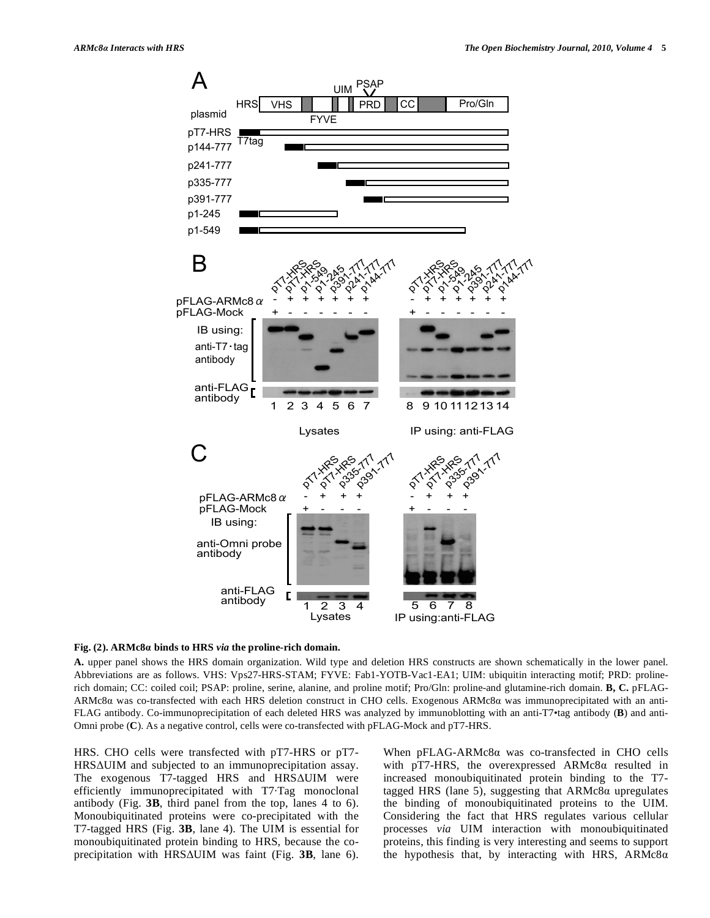**Fig. (2). ARMc8α binds to HRS *via* the proline-rich domain.**

**A.** upper panel shows the HRS domain organization. Wild type and deletion HRS constructs are shown schematically in the lower panel. Abbreviations are as follows. VHS: Vps27-HRS-STAM; FYVE: Fab1-YOTB-Vac1-EA1; UIM: ubiquitin interacting motif; PRD: proline-rich domain; CC: coiled coil; PSAP: proline, serine, alanine, and proline motif; Pro/Gln: proline-and glutamine-rich domain. **B, C.** pFLAG-ARMc8α was co-transfected with each HRS deletion construct in CHO cells. Exogenous ARMc8α was immunoprecipitated with an anti-FLAG antibody. Co-immunoprecipitation of each deleted HRS was analyzed by immunoblotting with an anti-T7•tag antibody (**B**) and anti-Omni probe (**C**). As a negative control, cells were co-transfected with pFLAG-Mock and pT7-HRS.

HRS. CHO cells were transfected with pT7-HRS or pT7-HRSΔUIM and subjected to an immunoprecipitation assay. The exogenous T7-tagged HRS and HRSΔUIM were efficiently immunoprecipitated with T7·Tag monoclonal antibody (Fig. **3B**, third panel from the top, lanes 4 to 6). Monoubiquitinated proteins were co-precipitated with the T7-tagged HRS (Fig. **3B**, lane 4). The UIM is essential for monoubiquitinated protein binding to HRS, because the co-precipitation with HRSΔUIM was faint (Fig. **3B**, lane 6). When pFLAG-ARMc8α was co-transfected in CHO cells with pT7-HRS, the overexpressed ARMc8α resulted in increased monoubiquitinated protein binding to the T7-tagged HRS (lane 5), suggesting that ARMc8α upregulates the binding of monoubiquitinated proteins to the UIM. Considering the fact that HRS regulates various cellular processes *via* UIM interaction with monoubiquitinated proteins, this finding is very interesting and seems to support the hypothesis that, by interacting with HRS, ARMc8α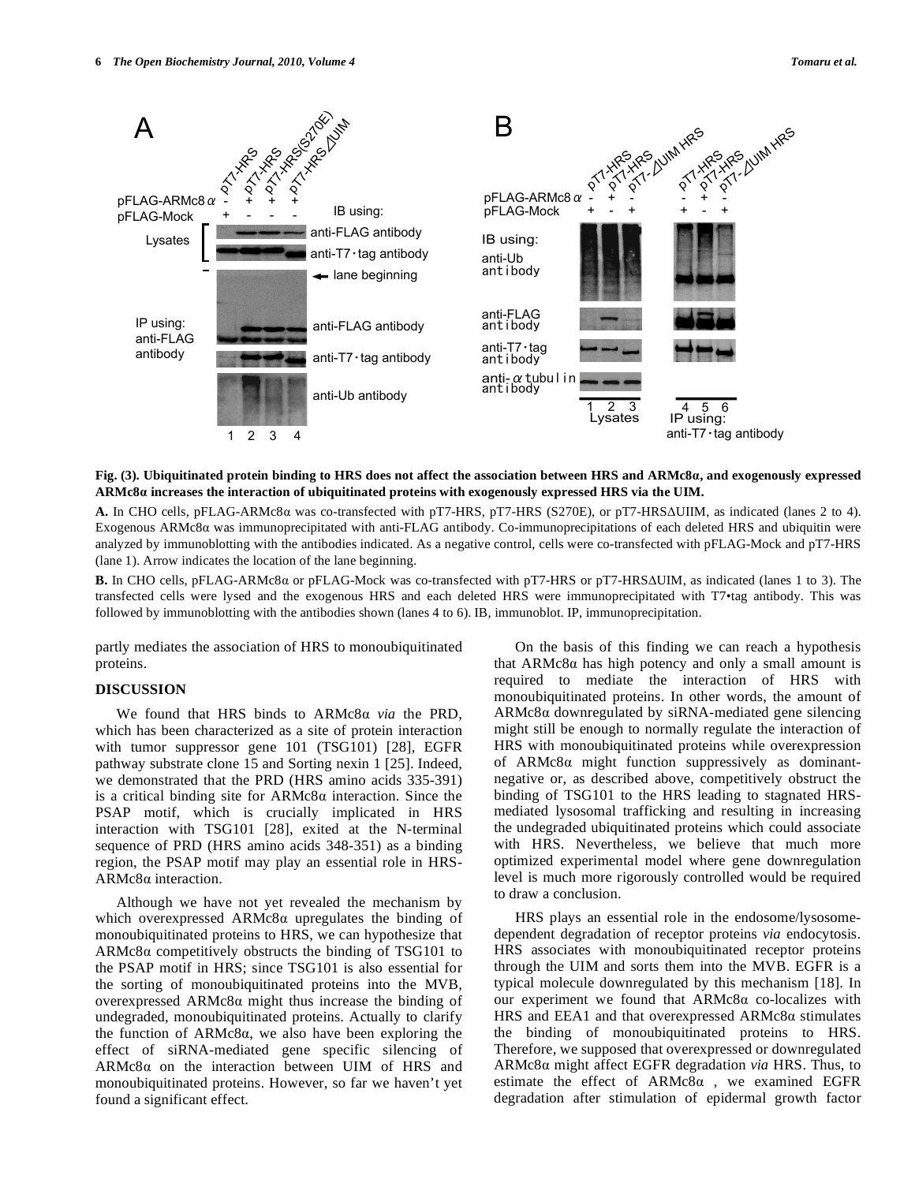**Fig. (3). Ubiquitinated protein binding to HRS does not affect the association between HRS and ARMc8α, and exogenously expressed ARMc8α increases the interaction of ubiquitinated proteins with exogenously expressed HRS via the UIM.**

**A.** In CHO cells, pFLAG-ARMc8α was co-transfected with pT7-HRS, pT7-HRS (S270E), or pT7-HRSΔUIIM, as indicated (lanes 2 to 4). Exogenous ARMc8α was immunoprecipitated with anti-FLAG antibody. Co-immunoprecipitations of each deleted HRS and ubiquitin were analyzed by immunoblotting with the antibodies indicated. As a negative control, cells were co-transfected with pFLAG-Mock and pT7-HRS (lane 1). Arrow indicates the location of the lane beginning.

**B.** In CHO cells, pFLAG-ARMc8α or pFLAG-Mock was co-transfected with pT7-HRS or pT7-HRSΔUIM, as indicated (lanes 1 to 3). The transfected cells were lysed and the exogenous HRS and each deleted HRS were immunoprecipitated with T7•tag antibody. This was followed by immunoblotting with the antibodies shown (lanes 4 to 6). IB, immunoblot. IP, immunoprecipitation.

partly mediates the association of HRS to monoubiquitinated proteins.

## DISCUSSION

We found that HRS binds to ARMc8α *via* the PRD, which has been characterized as a site of protein interaction with tumor suppressor gene 101 (TSG101) [28], EGFR pathway substrate clone 15 and Sorting nexin 1 [25]. Indeed, we demonstrated that the PRD (HRS amino acids 335-391) is a critical binding site for ARMc8α interaction. Since the PSAP motif, which is crucially implicated in HRS interaction with TSG101 [28], exited at the N-terminal sequence of PRD (HRS amino acids 348-351) as a binding region, the PSAP motif may play an essential role in HRS-ARMc8α interaction.

Although we have not yet revealed the mechanism by which overexpressed ARMc8α upregulates the binding of monoubiquitinated proteins to HRS, we can hypothesize that ARMc8α competitively obstructs the binding of TSG101 to the PSAP motif in HRS; since TSG101 is also essential for the sorting of monoubiquitinated proteins into the MVB, overexpressed ARMc8α might thus increase the binding of undegraded, monoubiquitinated proteins. Actually to clarify the function of ARMc8α, we also have been exploring the effect of siRNA-mediated gene specific silencing of ARMc8α on the interaction between UIM of HRS and monoubiquitinated proteins. However, so far we haven't yet found a significant effect.

On the basis of this finding we can reach a hypothesis that ARMc8α has high potency and only a small amount is required to mediate the interaction of HRS with monoubiquitinated proteins. In other words, the amount of ARMc8α downregulated by siRNA-mediated gene silencing might still be enough to normally regulate the interaction of HRS with monoubiquitinated proteins while overexpression of ARMc8α might function suppressively as dominant-negative or, as described above, competitively obstruct the binding of TSG101 to the HRS leading to stagnated HRS-mediated lysosomal trafficking and resulting in increasing the undegraded ubiquitinated proteins which could associate with HRS. Nevertheless, we believe that much more optimized experimental model where gene downregulation level is much more rigorously controlled would be required to draw a conclusion.

HRS plays an essential role in the endosome/lysosome-dependent degradation of receptor proteins *via* endocytosis. HRS associates with monoubiquitinated receptor proteins through the UIM and sorts them into the MVB. EGFR is a typical molecule downregulated by this mechanism [18]. In our experiment we found that ARMc8α co-localizes with HRS and EEA1 and that overexpressed ARMc8α stimulates the binding of monoubiquitinated proteins to HRS. Therefore, we supposed that overexpressed or downregulated ARMc8α might affect EGFR degradation *via* HRS. Thus, to estimate the effect of ARMc8α , we examined EGFR degradation after stimulation of epidermal growth factor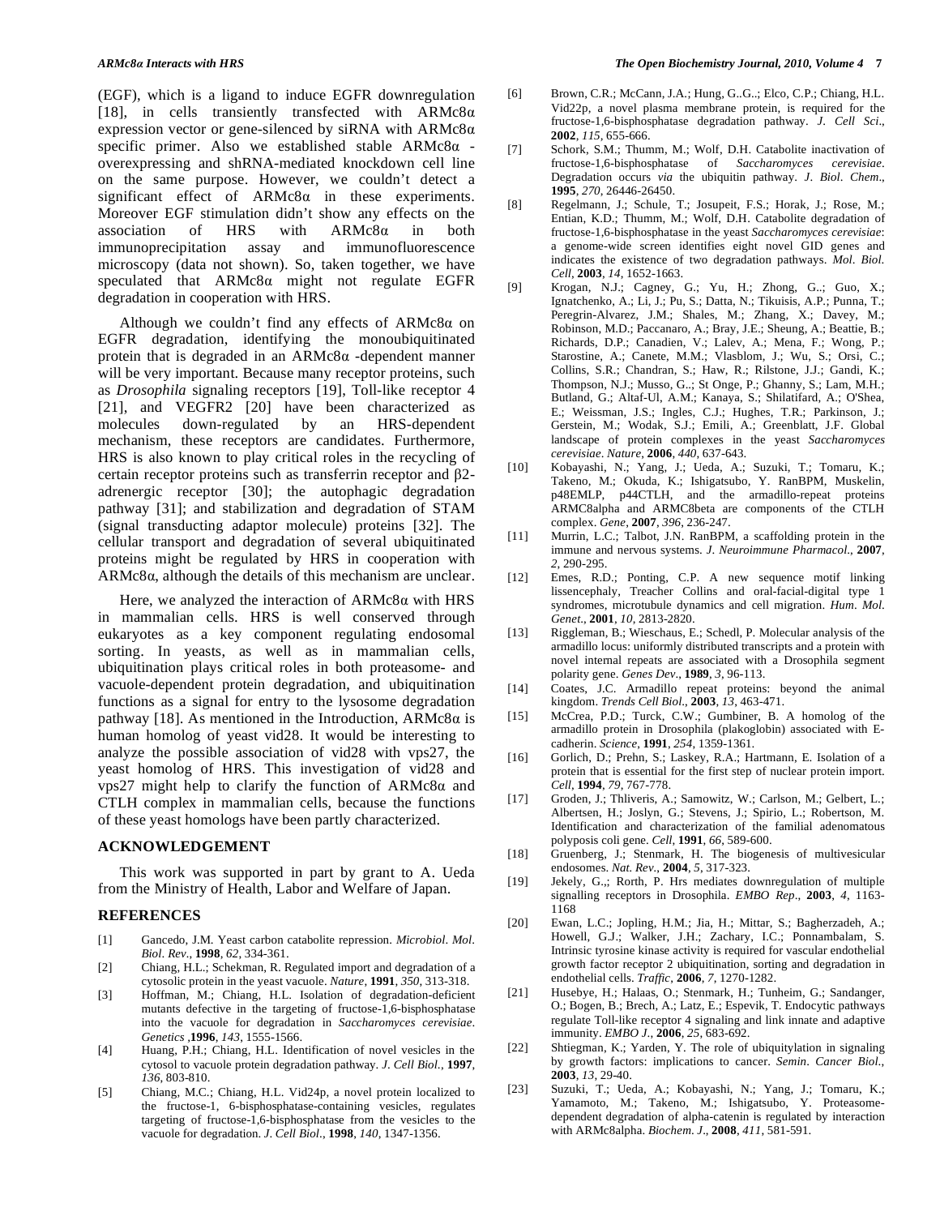(EGF), which is a ligand to induce EGFR downregulation [18], in cells transiently transfected with ARMc8α expression vector or gene-silenced by siRNA with ARMc8α specific primer. Also we established stable ARMc8α -overexpressing and shRNA-mediated knockdown cell line on the same purpose. However, we couldn't detect a significant effect of ARMc8α in these experiments. Moreover EGF stimulation didn't show any effects on the association of HRS with ARMc8α in both immunoprecipitation assay and immunofluorescence microscopy (data not shown). So, taken together, we have speculated that ARMc8α might not regulate EGFR degradation in cooperation with HRS.

Although we couldn't find any effects of ARMc8α on EGFR degradation, identifying the monoubiquitinated protein that is degraded in an ARMc8α -dependent manner will be very important. Because many receptor proteins, such as *Drosophila* signaling receptors [19], Toll-like receptor 4 [21], and VEGFR2 [20] have been characterized as molecules down-regulated by an HRS-dependent mechanism, these receptors are candidates. Furthermore, HRS is also known to play critical roles in the recycling of certain receptor proteins such as transferrin receptor and β2-adrenergic receptor [30]; the autophagic degradation pathway [31]; and stabilization and degradation of STAM (signal transducting adaptor molecule) proteins [32]. The cellular transport and degradation of several ubiquitinated proteins might be regulated by HRS in cooperation with ARMc8α, although the details of this mechanism are unclear.

Here, we analyzed the interaction of ARMc8α with HRS in mammalian cells. HRS is well conserved through eukaryotes as a key component regulating endosomal sorting. In yeasts, as well as in mammalian cells, ubiquitination plays critical roles in both proteasome- and vacuole-dependent protein degradation, and ubiquitination functions as a signal for entry to the lysosome degradation pathway [18]. As mentioned in the Introduction, ARMc8α is human homolog of yeast vid28. It would be interesting to analyze the possible association of vid28 with vps27, the yeast homolog of HRS. This investigation of vid28 and vps27 might help to clarify the function of ARMc8α and CTLH complex in mammalian cells, because the functions of these yeast homologs have been partly characterized.

## ACKNOWLEDGEMENT

This work was supported in part by grant to A. Ueda from the Ministry of Health, Labor and Welfare of Japan.

## REFERENCES

[1] Gancedo, J.M. Yeast carbon catabolite repression. *Microbiol. Mol. Biol. Rev.*, **1998**, *62*, 334-361.

[2] Chiang, H.L.; Schekman, R. Regulated import and degradation of a cytosolic protein in the yeast vacuole. *Nature*, **1991**, *350*, 313-318.

[3] Hoffman, M.; Chiang, H.L. Isolation of degradation-deficient mutants defective in the targeting of fructose-1,6-bisphosphatase into the vacuole for degradation in *Saccharomyces cerevisiae*. *Genetics* ,**1996**, *143*, 1555-1566.

[4] Huang, P.H.; Chiang, H.L. Identification of novel vesicles in the cytosol to vacuole protein degradation pathway. *J. Cell Biol.*, **1997**, *136*, 803-810.

[5] Chiang, M.C.; Chiang, H.L. Vid24p, a novel protein localized to the fructose-1, 6-bisphosphatase-containing vesicles, regulates targeting of fructose-1,6-bisphosphatase from the vesicles to the vacuole for degradation. *J. Cell Biol.*, **1998**, *140*, 1347-1356.

[6] Brown, C.R.; McCann, J.A.; Hung, G..G..; Elco, C.P.; Chiang, H.L. Vid22p, a novel plasma membrane protein, is required for the fructose-1,6-bisphosphatase degradation pathway. *J. Cell Sci*., **2002**, *115*, 655-666.

[7] Schork, S.M.; Thumm, M.; Wolf, D.H. Catabolite inactivation of fructose-1,6-bisphosphatase of *Saccharomyces cerevisiae*. Degradation occurs *via* the ubiquitin pathway. *J. Biol. Chem*., **1995**, *270*, 26446-26450.

[8] Regelmann, J.; Schule, T.; Josupeit, F.S.; Horak, J.; Rose, M.; Entian, K.D.; Thumm, M.; Wolf, D.H. Catabolite degradation of fructose-1,6-bisphosphatase in the yeast *Saccharomyces cerevisiae*: a genome-wide screen identifies eight novel GID genes and indicates the existence of two degradation pathways. *Mol. Biol. Cell*, **2003**, *14*, 1652-1663.

[9] Krogan, N.J.; Cagney, G.; Yu, H.; Zhong, G..; Guo, X.; Ignatchenko, A.; Li, J.; Pu, S.; Datta, N.; Tikuisis, A.P.; Punna, T.; Peregrin-Alvarez, J.M.; Shales, M.; Zhang, X.; Davey, M.; Robinson, M.D.; Paccanaro, A.; Bray, J.E.; Sheung, A.; Beattie, B.; Richards, D.P.; Canadien, V.; Lalev, A.; Mena, F.; Wong, P.; Starostine, A.; Canete, M.M.; Vlasblom, J.; Wu, S.; Orsi, C.; Collins, S.R.; Chandran, S.; Haw, R.; Rilstone, J.J.; Gandi, K.; Thompson, N.J.; Musso, G..; St Onge, P.; Ghanny, S.; Lam, M.H.; Butland, G.; Altaf-Ul, A.M.; Kanaya, S.; Shilatifard, A.; O'Shea, E.; Weissman, J.S.; Ingles, C.J.; Hughes, T.R.; Parkinson, J.; Gerstein, M.; Wodak, S.J.; Emili, A.; Greenblatt, J.F. Global landscape of protein complexes in the yeast *Saccharomyces cerevisiae*. *Nature*, **2006**, *440*, 637-643.

[10] Kobayashi, N.; Yang, J.; Ueda, A.; Suzuki, T.; Tomaru, K.; Takeno, M.; Okuda, K.; Ishigatsubo, Y. RanBPM, Muskelin, p48EMLP, p44CTLH, and the armadillo-repeat proteins ARMC8alpha and ARMC8beta are components of the CTLH complex. *Gene*, **2007**, *396*, 236-247.

[11] Murrin, L.C.; Talbot, J.N. RanBPM, a scaffolding protein in the immune and nervous systems. *J. Neuroimmune Pharmacol*., **2007**, *2*, 290-295.

[12] Emes, R.D.; Ponting, C.P. A new sequence motif linking lissencephaly, Treacher Collins and oral-facial-digital type 1 syndromes, microtubule dynamics and cell migration. *Hum. Mol. Genet.*, **2001**, *10*, 2813-2820.

[13] Riggleman, B.; Wieschaus, E.; Schedl, P. Molecular analysis of the armadillo locus: uniformly distributed transcripts and a protein with novel internal repeats are associated with a Drosophila segment polarity gene. *Genes Dev*., **1989**, *3*, 96-113.

[14] Coates, J.C. Armadillo repeat proteins: beyond the animal kingdom. *Trends Cell Biol.*, **2003**, *13*, 463-471.

[15] McCrea, P.D.; Turck, C.W.; Gumbiner, B. A homolog of the armadillo protein in Drosophila (plakoglobin) associated with E-cadherin. *Science*, **1991**, *254*, 1359-1361.

[16] Gorlich, D.; Prehn, S.; Laskey, R.A.; Hartmann, E. Isolation of a protein that is essential for the first step of nuclear protein import. *Cell*, **1994**, *79*, 767-778.

[17] Groden, J.; Thliveris, A.; Samowitz, W.; Carlson, M.; Gelbert, L.; Albertsen, H.; Joslyn, G.; Stevens, J.; Spirio, L.; Robertson, M. Identification and characterization of the familial adenomatous polyposis coli gene. *Cell*, **1991**, *66*, 589-600.

[18] Gruenberg, J.; Stenmark, H. The biogenesis of multivesicular endosomes. *Nat. Rev.*, **2004**, *5*, 317-323.

[19] Jekely, G.,; Rorth, P. Hrs mediates downregulation of multiple signalling receptors in Drosophila. *EMBO Rep*., **2003**, *4*, 1163-1168

[20] Ewan, L.C.; Jopling, H.M.; Jia, H.; Mittar, S.; Bagherzadeh, A.; Howell, G.J.; Walker, J.H.; Zachary, I.C.; Ponnambalam, S. Intrinsic tyrosine kinase activity is required for vascular endothelial growth factor receptor 2 ubiquitination, sorting and degradation in endothelial cells. *Traffic*, **2006**, *7*, 1270-1282.

[21] Husebye, H.; Halaas, O.; Stenmark, H.; Tunheim, G.; Sandanger, O.; Bogen, B.; Brech, A.; Latz, E.; Espevik, T. Endocytic pathways regulate Toll-like receptor 4 signaling and link innate and adaptive immunity. *EMBO J*., **2006**, *25*, 683-692.

[22] Shtiegman, K.; Yarden, Y. The role of ubiquitylation in signaling by growth factors: implications to cancer. *Semin. Cancer Biol*., **2003**, *13*, 29-40.

[23] Suzuki, T.; Ueda, A.; Kobayashi, N.; Yang, J.; Tomaru, K.; Yamamoto, M.; Takeno, M.; Ishigatsubo, Y. Proteasome-dependent degradation of alpha-catenin is regulated by interaction with ARMc8alpha. *Biochem. J*., **2008**, *411*, 581-591.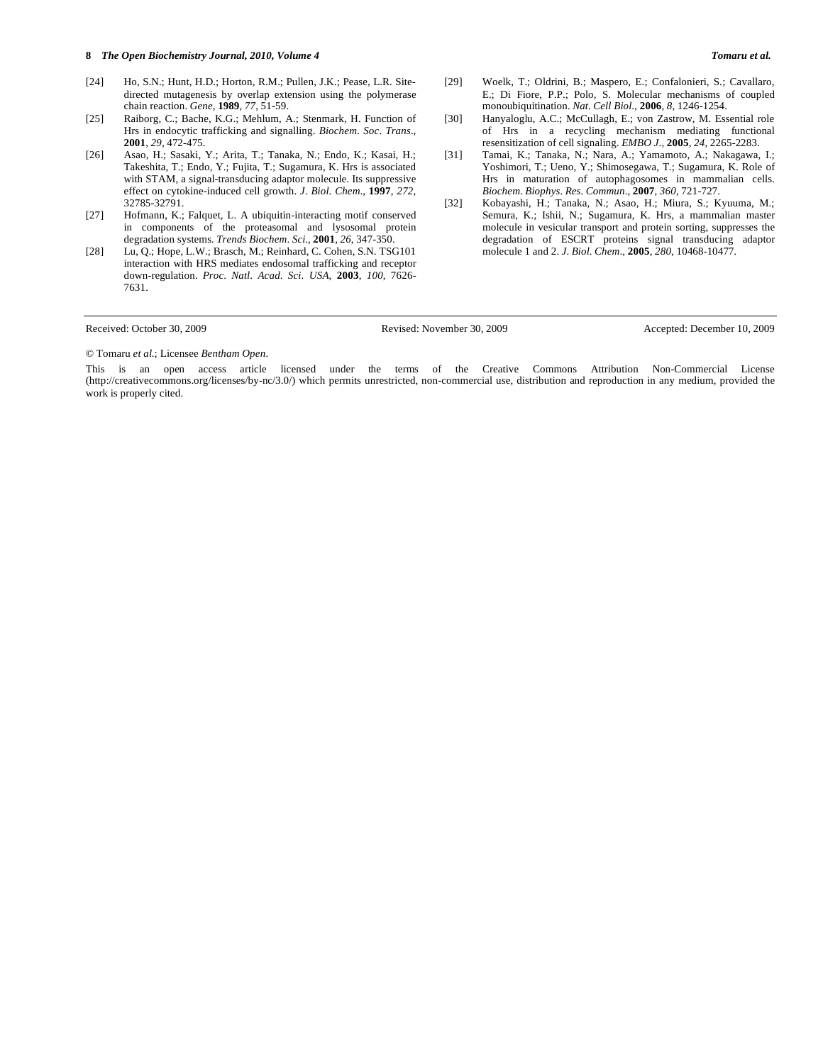[24] Ho, S.N.; Hunt, H.D.; Horton, R.M.; Pullen, J.K.; Pease, L.R. Site-directed mutagenesis by overlap extension using the polymerase chain reaction. *Gene*, **1989**, *77*, 51-59.

[25] Raiborg, C.; Bache, K.G.; Mehlum, A.; Stenmark, H. Function of Hrs in endocytic trafficking and signalling. *Biochem. Soc. Trans.*, **2001**, *29*, 472-475.

[26] Asao, H.; Sasaki, Y.; Arita, T.; Tanaka, N.; Endo, K.; Kasai, H.; Takeshita, T.; Endo, Y.; Fujita, T.; Sugamura, K. Hrs is associated with STAM, a signal-transducing adaptor molecule. Its suppressive effect on cytokine-induced cell growth. *J. Biol. Chem.*, **1997**, *272*, 32785-32791.

[27] Hofmann, K.; Falquet, L. A ubiquitin-interacting motif conserved in components of the proteasomal and lysosomal protein degradation systems. *Trends Biochem. Sci.*, **2001**, *26*, 347-350.

[28] Lu, Q.; Hope, L.W.; Brasch, M.; Reinhard, C. Cohen, S.N. TSG101 interaction with HRS mediates endosomal trafficking and receptor down-regulation. *Proc. Natl. Acad. Sci. USA*, **2003**, *100*, 7626-7631.

[29] Woelk, T.; Oldrini, B.; Maspero, E.; Confalonieri, S.; Cavallaro, E.; Di Fiore, P.P.; Polo, S. Molecular mechanisms of coupled monoubiquitination. *Nat. Cell Biol.*, **2006**, *8*, 1246-1254.

[30] Hanyaloglu, A.C.; McCullagh, E.; von Zastrow, M. Essential role of Hrs in a recycling mechanism mediating functional resensitization of cell signaling. *EMBO J.*, **2005**, *24*, 2265-2283.

[31] Tamai, K.; Tanaka, N.; Nara, A.; Yamamoto, A.; Nakagawa, I.; Yoshimori, T.; Ueno, Y.; Shimosegawa, T.; Sugamura, K. Role of Hrs in maturation of autophagosomes in mammalian cells. *Biochem. Biophys. Res. Commun.*, **2007**, *360*, 721-727.

[32] Kobayashi, H.; Tanaka, N.; Asao, H.; Miura, S.; Kyuuma, M.; Semura, K.; Ishii, N.; Sugamura, K. Hrs, a mammalian master molecule in vesicular transport and protein sorting, suppresses the degradation of ESCRT proteins signal transducing adaptor molecule 1 and 2. *J. Biol. Chem.*, **2005**, *280*, 10468-10477.

---

Received: October 30, 2009 Revised: November 30, 2009 Accepted: December 10, 2009

© Tomaru *et al.*; Licensee *Bentham Open*.

This is an open access article licensed under the terms of the Creative Commons Attribution Non-Commercial License (http://creativecommons.org/licenses/by-nc/3.0/) which permits unrestricted, non-commercial use, distribution and reproduction in any medium, provided the work is properly cited.